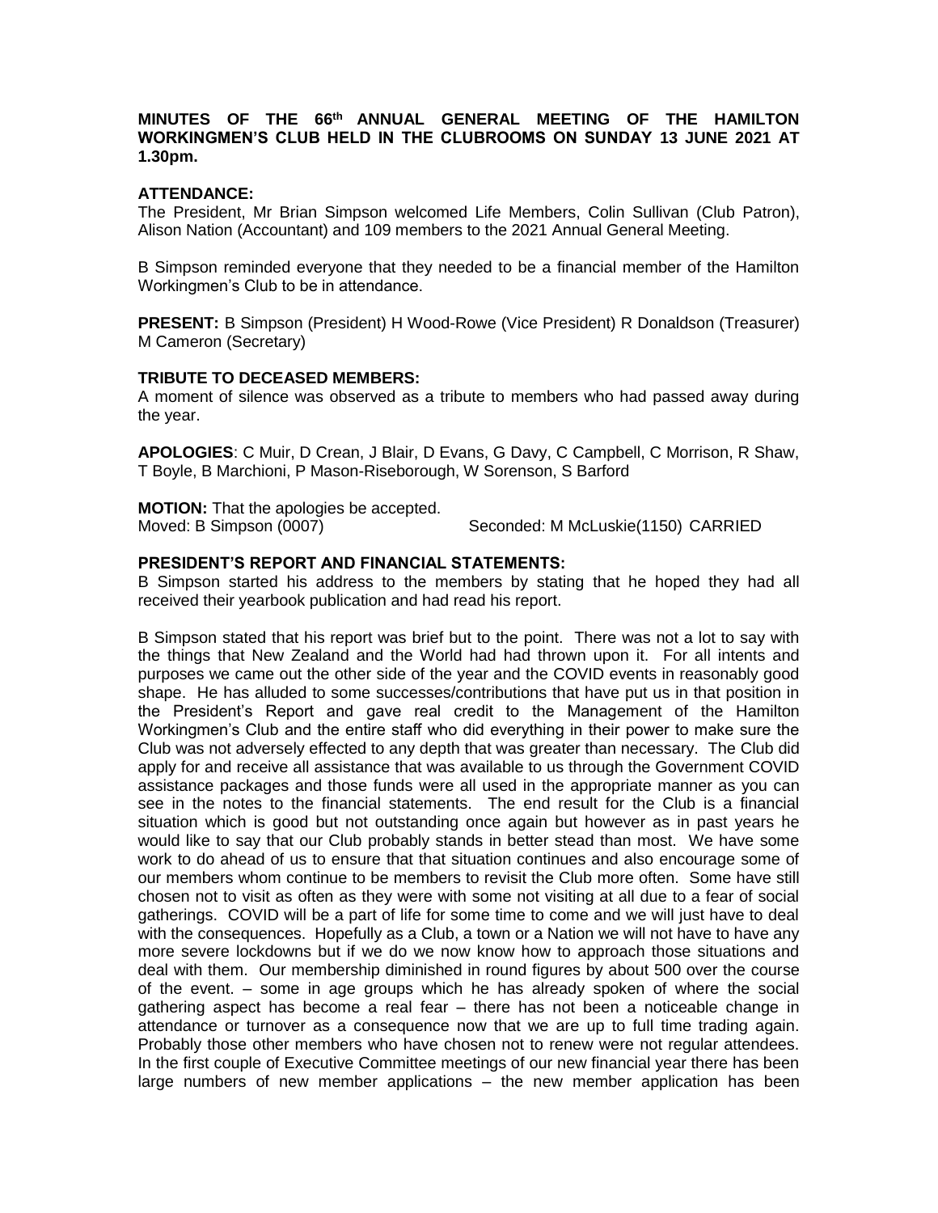**MINUTES OF THE 66th ANNUAL GENERAL MEETING OF THE HAMILTON WORKINGMEN'S CLUB HELD IN THE CLUBROOMS ON SUNDAY 13 JUNE 2021 AT 1.30pm.**

**ATTENDANCE:**

The President, Mr Brian Simpson welcomed Life Members, Colin Sullivan (Club Patron), Alison Nation (Accountant) and 109 members to the 2021 Annual General Meeting.

B Simpson reminded everyone that they needed to be a financial member of the Hamilton Workingmen's Club to be in attendance.

**PRESENT:** B Simpson (President) H Wood-Rowe (Vice President) R Donaldson (Treasurer) M Cameron (Secretary)

**TRIBUTE TO DECEASED MEMBERS:**

A moment of silence was observed as a tribute to members who had passed away during the year.

**APOLOGIES**: C Muir, D Crean, J Blair, D Evans, G Davy, C Campbell, C Morrison, R Shaw, T Boyle, B Marchioni, P Mason-Riseborough, W Sorenson, S Barford

**MOTION:** That the apologies be accepted.

Moved: B Simpson (0007) Seconded: M McLuskie(1150) CARRIED

**PRESIDENT'S REPORT AND FINANCIAL STATEMENTS:**

B Simpson started his address to the members by stating that he hoped they had all received their yearbook publication and had read his report.

B Simpson stated that his report was brief but to the point. There was not a lot to say with the things that New Zealand and the World had had thrown upon it. For all intents and purposes we came out the other side of the year and the COVID events in reasonably good shape. He has alluded to some successes/contributions that have put us in that position in the President's Report and gave real credit to the Management of the Hamilton Workingmen's Club and the entire staff who did everything in their power to make sure the Club was not adversely effected to any depth that was greater than necessary. The Club did apply for and receive all assistance that was available to us through the Government COVID assistance packages and those funds were all used in the appropriate manner as you can see in the notes to the financial statements. The end result for the Club is a financial situation which is good but not outstanding once again but however as in past years he would like to say that our Club probably stands in better stead than most. We have some work to do ahead of us to ensure that that situation continues and also encourage some of our members whom continue to be members to revisit the Club more often. Some have still chosen not to visit as often as they were with some not visiting at all due to a fear of social gatherings. COVID will be a part of life for some time to come and we will just have to deal with the consequences. Hopefully as a Club, a town or a Nation we will not have to have any more severe lockdowns but if we do we now know how to approach those situations and deal with them. Our membership diminished in round figures by about 500 over the course of the event. – some in age groups which he has already spoken of where the social gathering aspect has become a real fear – there has not been a noticeable change in attendance or turnover as a consequence now that we are up to full time trading again. Probably those other members who have chosen not to renew were not regular attendees. In the first couple of Executive Committee meetings of our new financial year there has been large numbers of new member applications – the new member application has been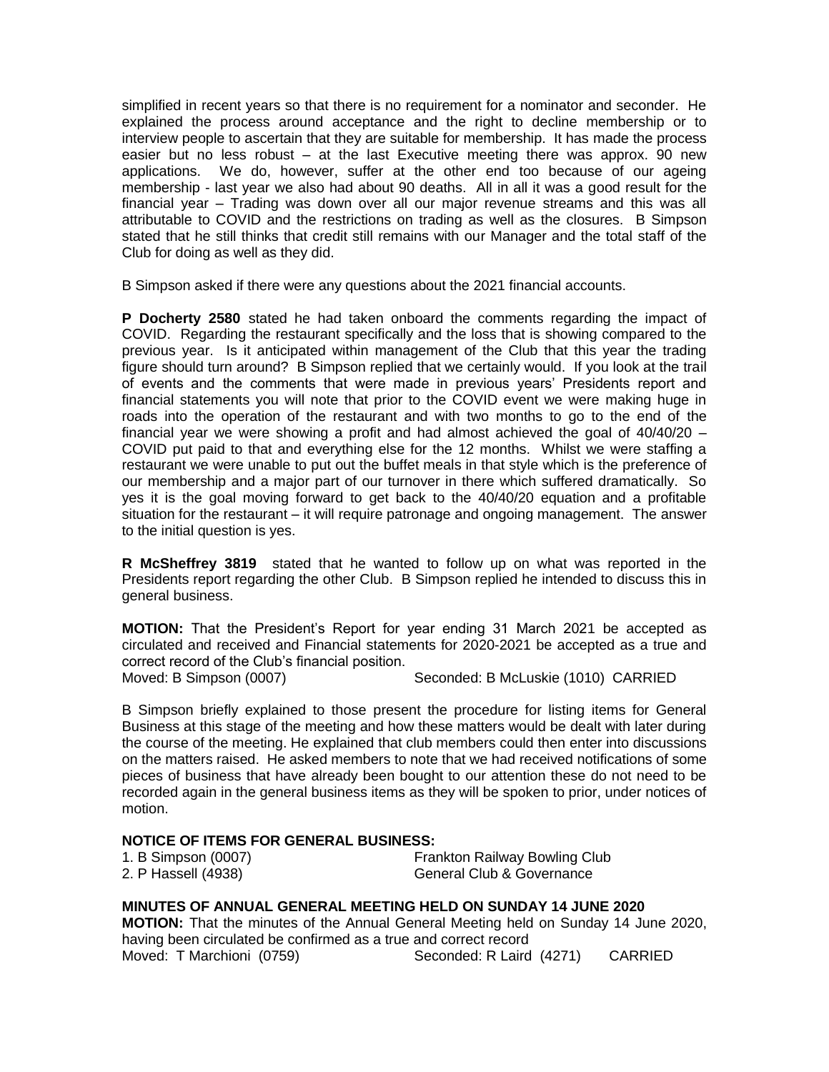simplified in recent years so that there is no requirement for a nominator and seconder. He explained the process around acceptance and the right to decline membership or to interview people to ascertain that they are suitable for membership. It has made the process easier but no less robust – at the last Executive meeting there was approx. 90 new applications. We do, however, suffer at the other end too because of our ageing membership - last year we also had about 90 deaths. All in all it was a good result for the financial year – Trading was down over all our major revenue streams and this was all attributable to COVID and the restrictions on trading as well as the closures. B Simpson stated that he still thinks that credit still remains with our Manager and the total staff of the Club for doing as well as they did.

B Simpson asked if there were any questions about the 2021 financial accounts.

**P Docherty 2580** stated he had taken onboard the comments regarding the impact of COVID. Regarding the restaurant specifically and the loss that is showing compared to the previous year. Is it anticipated within management of the Club that this year the trading figure should turn around? B Simpson replied that we certainly would. If you look at the trail of events and the comments that were made in previous years' Presidents report and financial statements you will note that prior to the COVID event we were making huge in roads into the operation of the restaurant and with two months to go to the end of the financial year we were showing a profit and had almost achieved the goal of 40/40/20 – COVID put paid to that and everything else for the 12 months. Whilst we were staffing a restaurant we were unable to put out the buffet meals in that style which is the preference of our membership and a major part of our turnover in there which suffered dramatically. So yes it is the goal moving forward to get back to the 40/40/20 equation and a profitable situation for the restaurant – it will require patronage and ongoing management. The answer to the initial question is yes.

**R McSheffrey 3819** stated that he wanted to follow up on what was reported in the Presidents report regarding the other Club. B Simpson replied he intended to discuss this in general business.

**MOTION:** That the President's Report for year ending 31 March 2021 be accepted as circulated and received and Financial statements for 2020-2021 be accepted as a true and correct record of the Club's financial position.
Moved: B Simpson (0007) Seconded: B McLuskie (1010) CARRIED

B Simpson briefly explained to those present the procedure for listing items for General Business at this stage of the meeting and how these matters would be dealt with later during the course of the meeting. He explained that club members could then enter into discussions on the matters raised. He asked members to note that we had received notifications of some pieces of business that have already been bought to our attention these do not need to be recorded again in the general business items as they will be spoken to prior, under notices of motion.

**NOTICE OF ITEMS FOR GENERAL BUSINESS:**

1. B Simpson (0007) Frankton Railway Bowling Club
2. P Hassell (4938) General Club & Governance

**MINUTES OF ANNUAL GENERAL MEETING HELD ON SUNDAY 14 JUNE 2020**

**MOTION:** That the minutes of the Annual General Meeting held on Sunday 14 June 2020, having been circulated be confirmed as a true and correct record
Moved: T Marchioni (0759) Seconded: R Laird (4271) CARRIED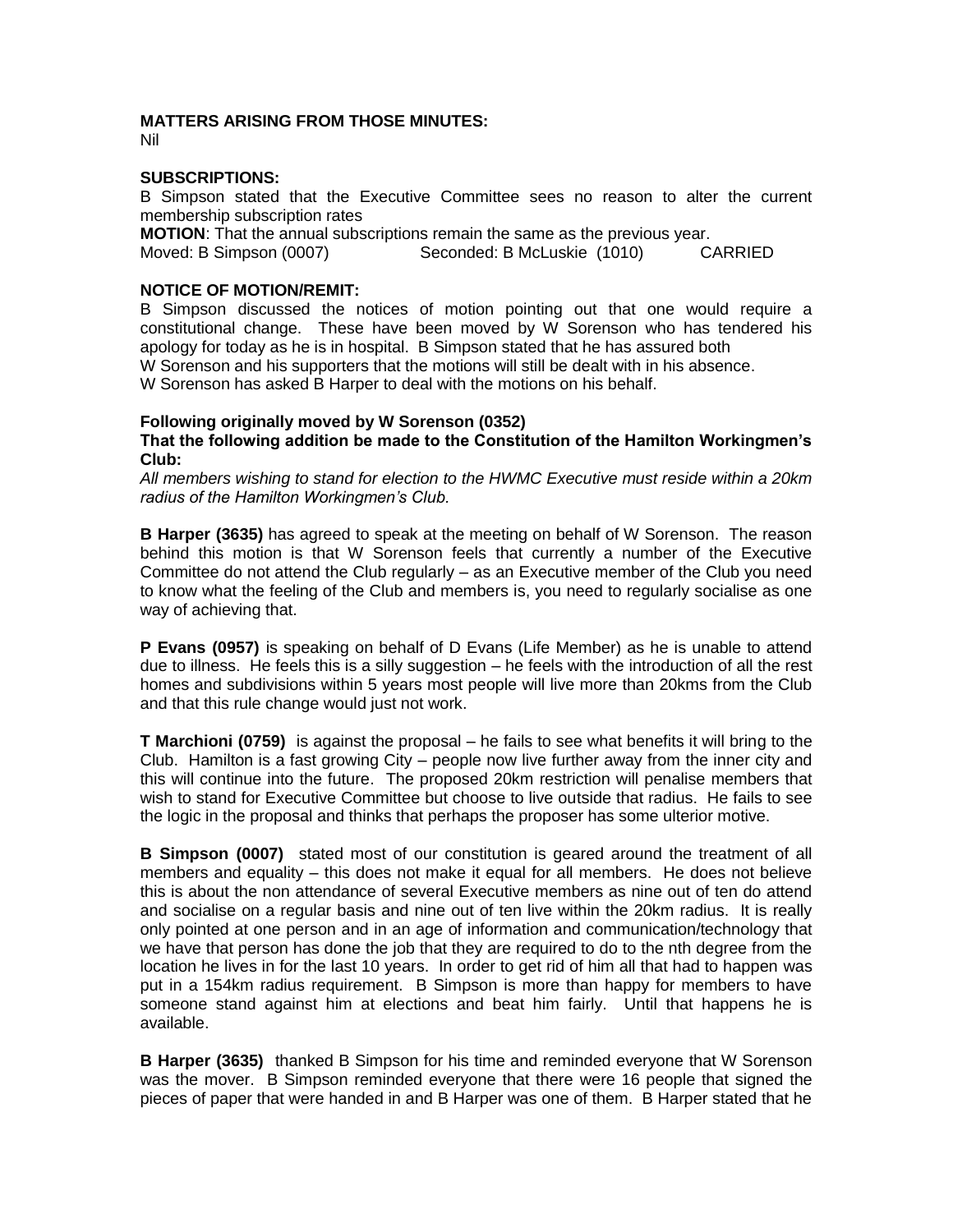**MATTERS ARISING FROM THOSE MINUTES:**
Nil

**SUBSCRIPTIONS:**
B Simpson stated that the Executive Committee sees no reason to alter the current membership subscription rates
**MOTION**: That the annual subscriptions remain the same as the previous year.
Moved: B Simpson (0007) Seconded: B McLuskie (1010) CARRIED

**NOTICE OF MOTION/REMIT:**
B Simpson discussed the notices of motion pointing out that one would require a constitutional change. These have been moved by W Sorenson who has tendered his apology for today as he is in hospital. B Simpson stated that he has assured both W Sorenson and his supporters that the motions will still be dealt with in his absence.
W Sorenson has asked B Harper to deal with the motions on his behalf.

**Following originally moved by W Sorenson (0352)**
**That the following addition be made to the Constitution of the Hamilton Workingmen's Club:**
*All members wishing to stand for election to the HWMC Executive must reside within a 20km radius of the Hamilton Workingmen's Club.*

**B Harper (3635)** has agreed to speak at the meeting on behalf of W Sorenson. The reason behind this motion is that W Sorenson feels that currently a number of the Executive Committee do not attend the Club regularly – as an Executive member of the Club you need to know what the feeling of the Club and members is, you need to regularly socialise as one way of achieving that.

**P Evans (0957)** is speaking on behalf of D Evans (Life Member) as he is unable to attend due to illness. He feels this is a silly suggestion – he feels with the introduction of all the rest homes and subdivisions within 5 years most people will live more than 20kms from the Club and that this rule change would just not work.

**T Marchioni (0759)** is against the proposal – he fails to see what benefits it will bring to the Club. Hamilton is a fast growing City – people now live further away from the inner city and this will continue into the future. The proposed 20km restriction will penalise members that wish to stand for Executive Committee but choose to live outside that radius. He fails to see the logic in the proposal and thinks that perhaps the proposer has some ulterior motive.

**B Simpson (0007)** stated most of our constitution is geared around the treatment of all members and equality – this does not make it equal for all members. He does not believe this is about the non attendance of several Executive members as nine out of ten do attend and socialise on a regular basis and nine out of ten live within the 20km radius. It is really only pointed at one person and in an age of information and communication/technology that we have that person has done the job that they are required to do to the nth degree from the location he lives in for the last 10 years. In order to get rid of him all that had to happen was put in a 154km radius requirement. B Simpson is more than happy for members to have someone stand against him at elections and beat him fairly. Until that happens he is available.

**B Harper (3635)** thanked B Simpson for his time and reminded everyone that W Sorenson was the mover. B Simpson reminded everyone that there were 16 people that signed the pieces of paper that were handed in and B Harper was one of them. B Harper stated that he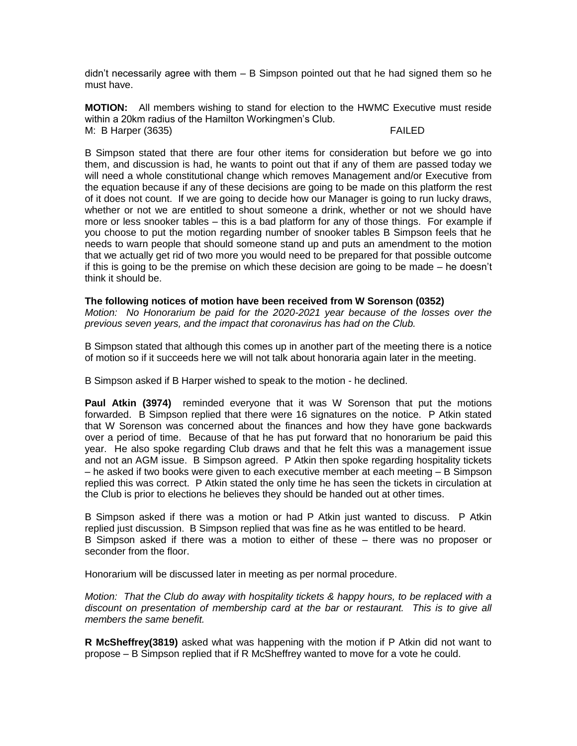didn't necessarily agree with them – B Simpson pointed out that he had signed them so he must have.

**MOTION:** All members wishing to stand for election to the HWMC Executive must reside within a 20km radius of the Hamilton Workingmen's Club.
M: B Harper (3635) FAILED

B Simpson stated that there are four other items for consideration but before we go into them, and discussion is had, he wants to point out that if any of them are passed today we will need a whole constitutional change which removes Management and/or Executive from the equation because if any of these decisions are going to be made on this platform the rest of it does not count. If we are going to decide how our Manager is going to run lucky draws, whether or not we are entitled to shout someone a drink, whether or not we should have more or less snooker tables – this is a bad platform for any of those things. For example if you choose to put the motion regarding number of snooker tables B Simpson feels that he needs to warn people that should someone stand up and puts an amendment to the motion that we actually get rid of two more you would need to be prepared for that possible outcome if this is going to be the premise on which these decision are going to be made – he doesn't think it should be.

**The following notices of motion have been received from W Sorenson (0352)**
*Motion: No Honorarium be paid for the 2020-2021 year because of the losses over the previous seven years, and the impact that coronavirus has had on the Club.*

B Simpson stated that although this comes up in another part of the meeting there is a notice of motion so if it succeeds here we will not talk about honoraria again later in the meeting.

B Simpson asked if B Harper wished to speak to the motion - he declined.

**Paul Atkin (3974)** reminded everyone that it was W Sorenson that put the motions forwarded. B Simpson replied that there were 16 signatures on the notice. P Atkin stated that W Sorenson was concerned about the finances and how they have gone backwards over a period of time. Because of that he has put forward that no honorarium be paid this year. He also spoke regarding Club draws and that he felt this was a management issue and not an AGM issue. B Simpson agreed. P Atkin then spoke regarding hospitality tickets – he asked if two books were given to each executive member at each meeting – B Simpson replied this was correct. P Atkin stated the only time he has seen the tickets in circulation at the Club is prior to elections he believes they should be handed out at other times.

B Simpson asked if there was a motion or had P Atkin just wanted to discuss. P Atkin replied just discussion. B Simpson replied that was fine as he was entitled to be heard.
B Simpson asked if there was a motion to either of these – there was no proposer or seconder from the floor.

Honorarium will be discussed later in meeting as per normal procedure.

*Motion: That the Club do away with hospitality tickets & happy hours, to be replaced with a discount on presentation of membership card at the bar or restaurant. This is to give all members the same benefit.*

**R McSheffrey(3819)** asked what was happening with the motion if P Atkin did not want to propose – B Simpson replied that if R McSheffrey wanted to move for a vote he could.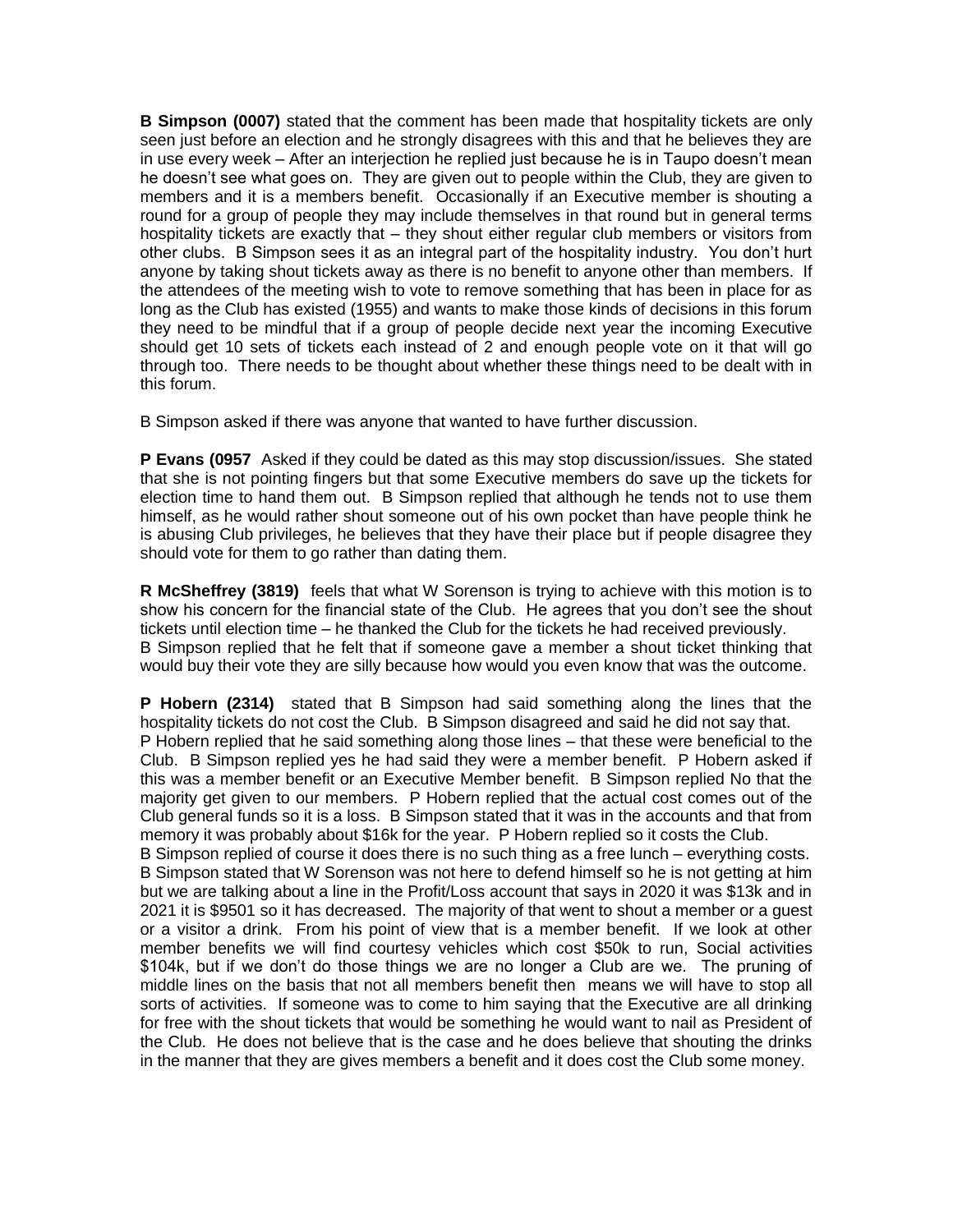**B Simpson (0007)** stated that the comment has been made that hospitality tickets are only seen just before an election and he strongly disagrees with this and that he believes they are in use every week – After an interjection he replied just because he is in Taupo doesn't mean he doesn't see what goes on. They are given out to people within the Club, they are given to members and it is a members benefit. Occasionally if an Executive member is shouting a round for a group of people they may include themselves in that round but in general terms hospitality tickets are exactly that – they shout either regular club members or visitors from other clubs. B Simpson sees it as an integral part of the hospitality industry. You don't hurt anyone by taking shout tickets away as there is no benefit to anyone other than members. If the attendees of the meeting wish to vote to remove something that has been in place for as long as the Club has existed (1955) and wants to make those kinds of decisions in this forum they need to be mindful that if a group of people decide next year the incoming Executive should get 10 sets of tickets each instead of 2 and enough people vote on it that will go through too. There needs to be thought about whether these things need to be dealt with in this forum.

B Simpson asked if there was anyone that wanted to have further discussion.

**P Evans (0957** Asked if they could be dated as this may stop discussion/issues. She stated that she is not pointing fingers but that some Executive members do save up the tickets for election time to hand them out. B Simpson replied that although he tends not to use them himself, as he would rather shout someone out of his own pocket than have people think he is abusing Club privileges, he believes that they have their place but if people disagree they should vote for them to go rather than dating them.

**R McSheffrey (3819)** feels that what W Sorenson is trying to achieve with this motion is to show his concern for the financial state of the Club. He agrees that you don't see the shout tickets until election time – he thanked the Club for the tickets he had received previously.
B Simpson replied that he felt that if someone gave a member a shout ticket thinking that would buy their vote they are silly because how would you even know that was the outcome.

**P Hobern (2314)** stated that B Simpson had said something along the lines that the hospitality tickets do not cost the Club. B Simpson disagreed and said he did not say that.
P Hobern replied that he said something along those lines – that these were beneficial to the Club. B Simpson replied yes he had said they were a member benefit. P Hobern asked if this was a member benefit or an Executive Member benefit. B Simpson replied No that the majority get given to our members. P Hobern replied that the actual cost comes out of the Club general funds so it is a loss. B Simpson stated that it was in the accounts and that from memory it was probably about $16k for the year. P Hobern replied so it costs the Club.
B Simpson replied of course it does there is no such thing as a free lunch – everything costs.
B Simpson stated that W Sorenson was not here to defend himself so he is not getting at him but we are talking about a line in the Profit/Loss account that says in 2020 it was $13k and in 2021 it is $9501 so it has decreased. The majority of that went to shout a member or a guest or a visitor a drink. From his point of view that is a member benefit. If we look at other member benefits we will find courtesy vehicles which cost $50k to run, Social activities $104k, but if we don't do those things we are no longer a Club are we. The pruning of middle lines on the basis that not all members benefit then means we will have to stop all sorts of activities. If someone was to come to him saying that the Executive are all drinking for free with the shout tickets that would be something he would want to nail as President of the Club. He does not believe that is the case and he does believe that shouting the drinks in the manner that they are gives members a benefit and it does cost the Club some money.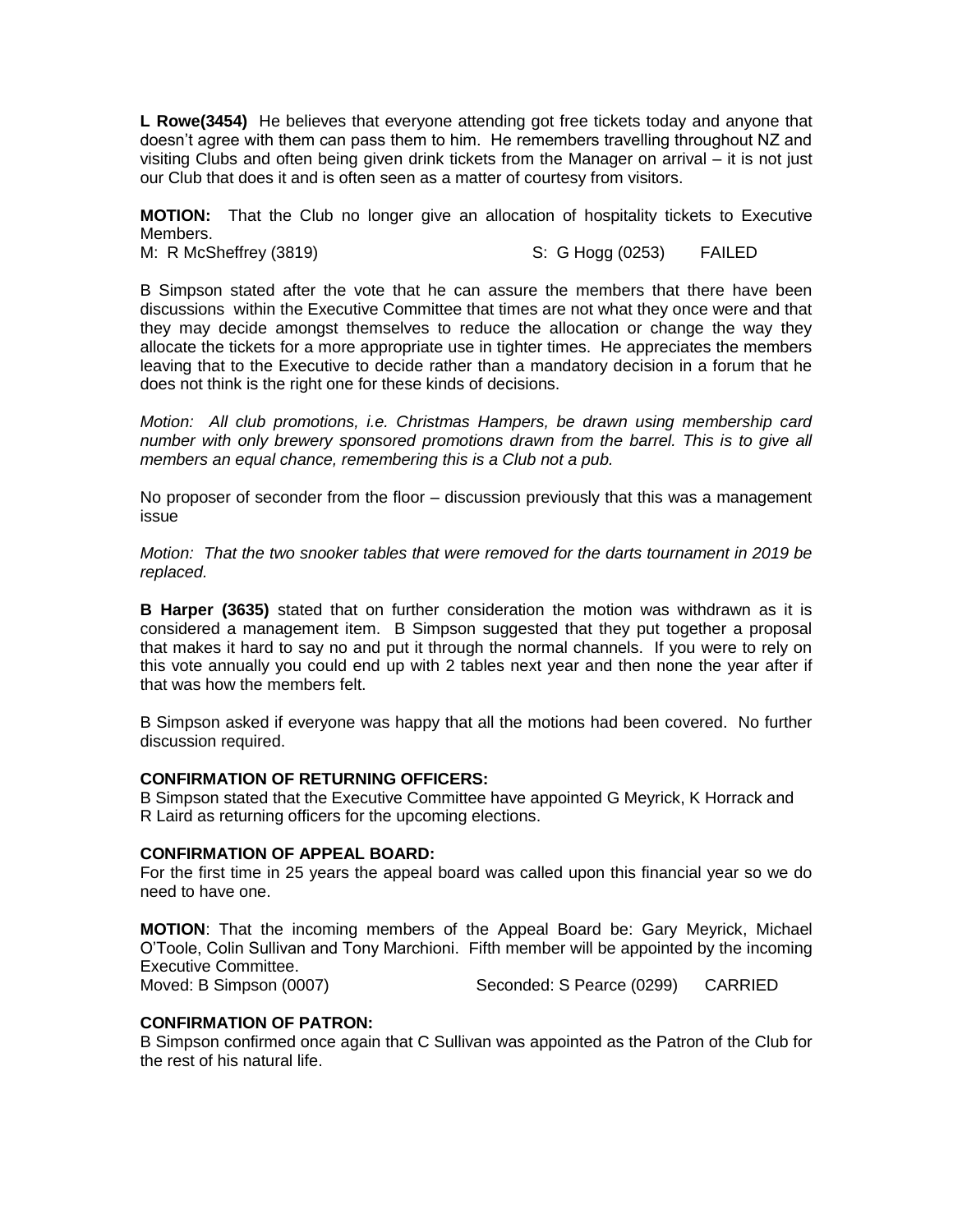**L Rowe(3454)** He believes that everyone attending got free tickets today and anyone that doesn't agree with them can pass them to him. He remembers travelling throughout NZ and visiting Clubs and often being given drink tickets from the Manager on arrival – it is not just our Club that does it and is often seen as a matter of courtesy from visitors.

**MOTION:** That the Club no longer give an allocation of hospitality tickets to Executive Members.
M: R McSheffrey (3819) S: G Hogg (0253) FAILED

B Simpson stated after the vote that he can assure the members that there have been discussions within the Executive Committee that times are not what they once were and that they may decide amongst themselves to reduce the allocation or change the way they allocate the tickets for a more appropriate use in tighter times. He appreciates the members leaving that to the Executive to decide rather than a mandatory decision in a forum that he does not think is the right one for these kinds of decisions.

*Motion: All club promotions, i.e. Christmas Hampers, be drawn using membership card number with only brewery sponsored promotions drawn from the barrel. This is to give all members an equal chance, remembering this is a Club not a pub.*

No proposer of seconder from the floor – discussion previously that this was a management issue

*Motion: That the two snooker tables that were removed for the darts tournament in 2019 be replaced.*

**B Harper (3635)** stated that on further consideration the motion was withdrawn as it is considered a management item. B Simpson suggested that they put together a proposal that makes it hard to say no and put it through the normal channels. If you were to rely on this vote annually you could end up with 2 tables next year and then none the year after if that was how the members felt.

B Simpson asked if everyone was happy that all the motions had been covered. No further discussion required.

**CONFIRMATION OF RETURNING OFFICERS:**
B Simpson stated that the Executive Committee have appointed G Meyrick, K Horrack and R Laird as returning officers for the upcoming elections.

**CONFIRMATION OF APPEAL BOARD:**
For the first time in 25 years the appeal board was called upon this financial year so we do need to have one.

**MOTION**: That the incoming members of the Appeal Board be: Gary Meyrick, Michael O'Toole, Colin Sullivan and Tony Marchioni. Fifth member will be appointed by the incoming Executive Committee.
Moved: B Simpson (0007) Seconded: S Pearce (0299) CARRIED

**CONFIRMATION OF PATRON:**
B Simpson confirmed once again that C Sullivan was appointed as the Patron of the Club for the rest of his natural life.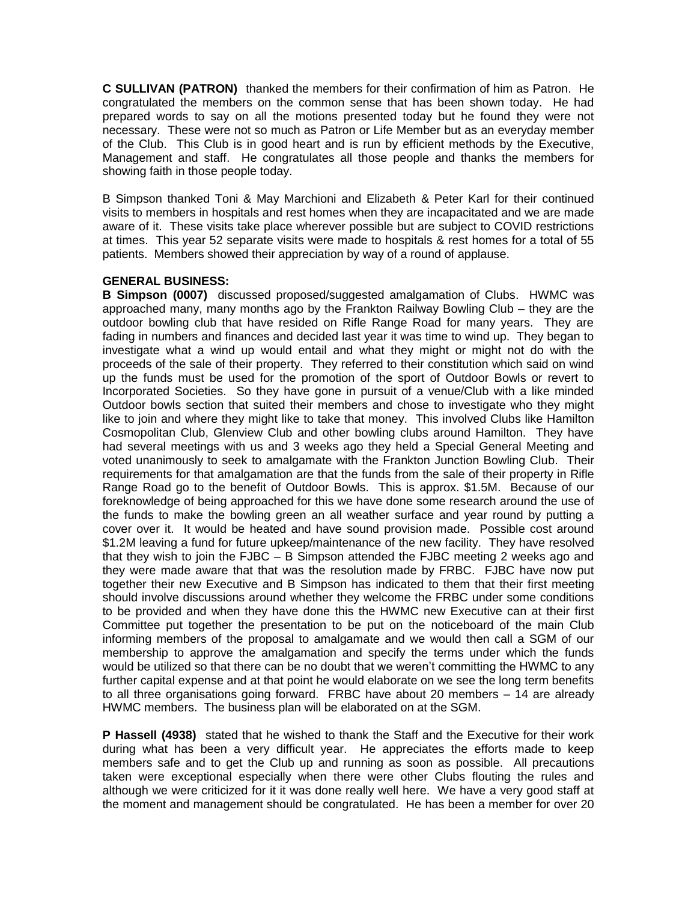**C SULLIVAN (PATRON)** thanked the members for their confirmation of him as Patron. He congratulated the members on the common sense that has been shown today. He had prepared words to say on all the motions presented today but he found they were not necessary. These were not so much as Patron or Life Member but as an everyday member of the Club. This Club is in good heart and is run by efficient methods by the Executive, Management and staff. He congratulates all those people and thanks the members for showing faith in those people today.

B Simpson thanked Toni & May Marchioni and Elizabeth & Peter Karl for their continued visits to members in hospitals and rest homes when they are incapacitated and we are made aware of it. These visits take place wherever possible but are subject to COVID restrictions at times. This year 52 separate visits were made to hospitals & rest homes for a total of 55 patients. Members showed their appreciation by way of a round of applause.

**GENERAL BUSINESS:**

**B Simpson (0007)** discussed proposed/suggested amalgamation of Clubs. HWMC was approached many, many months ago by the Frankton Railway Bowling Club – they are the outdoor bowling club that have resided on Rifle Range Road for many years. They are fading in numbers and finances and decided last year it was time to wind up. They began to investigate what a wind up would entail and what they might or might not do with the proceeds of the sale of their property. They referred to their constitution which said on wind up the funds must be used for the promotion of the sport of Outdoor Bowls or revert to Incorporated Societies. So they have gone in pursuit of a venue/Club with a like minded Outdoor bowls section that suited their members and chose to investigate who they might like to join and where they might like to take that money. This involved Clubs like Hamilton Cosmopolitan Club, Glenview Club and other bowling clubs around Hamilton. They have had several meetings with us and 3 weeks ago they held a Special General Meeting and voted unanimously to seek to amalgamate with the Frankton Junction Bowling Club. Their requirements for that amalgamation are that the funds from the sale of their property in Rifle Range Road go to the benefit of Outdoor Bowls. This is approx. $1.5M. Because of our foreknowledge of being approached for this we have done some research around the use of the funds to make the bowling green an all weather surface and year round by putting a cover over it. It would be heated and have sound provision made. Possible cost around $1.2M leaving a fund for future upkeep/maintenance of the new facility. They have resolved that they wish to join the FJBC – B Simpson attended the FJBC meeting 2 weeks ago and they were made aware that that was the resolution made by FRBC. FJBC have now put together their new Executive and B Simpson has indicated to them that their first meeting should involve discussions around whether they welcome the FRBC under some conditions to be provided and when they have done this the HWMC new Executive can at their first Committee put together the presentation to be put on the noticeboard of the main Club informing members of the proposal to amalgamate and we would then call a SGM of our membership to approve the amalgamation and specify the terms under which the funds would be utilized so that there can be no doubt that we weren't committting the HWMC to any further capital expense and at that point he would elaborate on we see the long term benefits to all three organisations going forward. FRBC have about 20 members – 14 are already HWMC members. The business plan will be elaborated on at the SGM.

**P Hassell (4938)** stated that he wished to thank the Staff and the Executive for their work during what has been a very difficult year. He appreciates the efforts made to keep members safe and to get the Club up and running as soon as possible. All precautions taken were exceptional especially when there were other Clubs flouting the rules and although we were criticized for it it was done really well here. We have a very good staff at the moment and management should be congratulated. He has been a member for over 20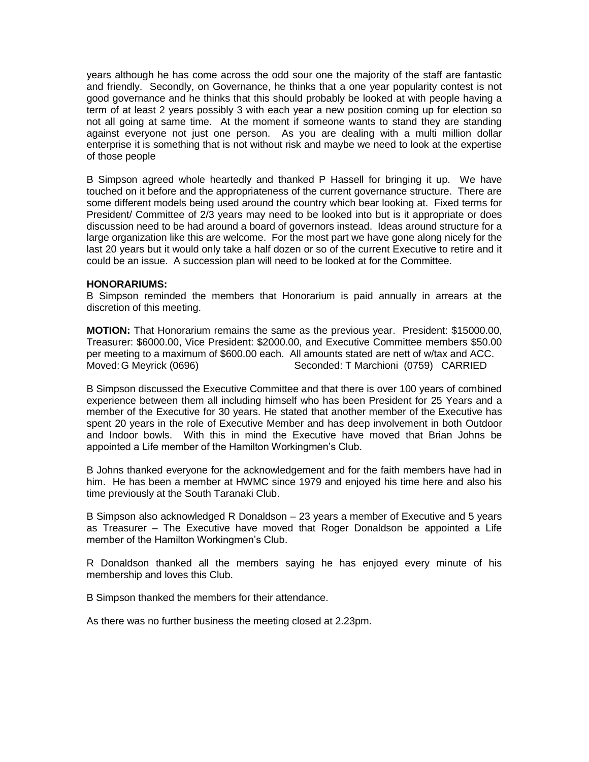years although he has come across the odd sour one the majority of the staff are fantastic and friendly. Secondly, on Governance, he thinks that a one year popularity contest is not good governance and he thinks that this should probably be looked at with people having a term of at least 2 years possibly 3 with each year a new position coming up for election so not all going at same time. At the moment if someone wants to stand they are standing against everyone not just one person. As you are dealing with a multi million dollar enterprise it is something that is not without risk and maybe we need to look at the expertise of those people

B Simpson agreed whole heartedly and thanked P Hassell for bringing it up. We have touched on it before and the appropriateness of the current governance structure. There are some different models being used around the country which bear looking at. Fixed terms for President/ Committee of 2/3 years may need to be looked into but is it appropriate or does discussion need to be had around a board of governors instead. Ideas around structure for a large organization like this are welcome. For the most part we have gone along nicely for the last 20 years but it would only take a half dozen or so of the current Executive to retire and it could be an issue. A succession plan will need to be looked at for the Committee.

**HONORARIUMS:**
B Simpson reminded the members that Honorarium is paid annually in arrears at the discretion of this meeting.

**MOTION:** That Honorarium remains the same as the previous year. President: $15000.00, Treasurer: $6000.00, Vice President: $2000.00, and Executive Committee members $50.00 per meeting to a maximum of $600.00 each. All amounts stated are nett of w/tax and ACC.
Moved: G Meyrick (0696) Seconded: T Marchioni (0759) CARRIED

B Simpson discussed the Executive Committee and that there is over 100 years of combined experience between them all including himself who has been President for 25 Years and a member of the Executive for 30 years. He stated that another member of the Executive has spent 20 years in the role of Executive Member and has deep involvement in both Outdoor and Indoor bowls. With this in mind the Executive have moved that Brian Johns be appointed a Life member of the Hamilton Workingmen's Club.

B Johns thanked everyone for the acknowledgement and for the faith members have had in him. He has been a member at HWMC since 1979 and enjoyed his time here and also his time previously at the South Taranaki Club.

B Simpson also acknowledged R Donaldson – 23 years a member of Executive and 5 years as Treasurer – The Executive have moved that Roger Donaldson be appointed a Life member of the Hamilton Workingmen's Club.

R Donaldson thanked all the members saying he has enjoyed every minute of his membership and loves this Club.

B Simpson thanked the members for their attendance.

As there was no further business the meeting closed at 2.23pm.